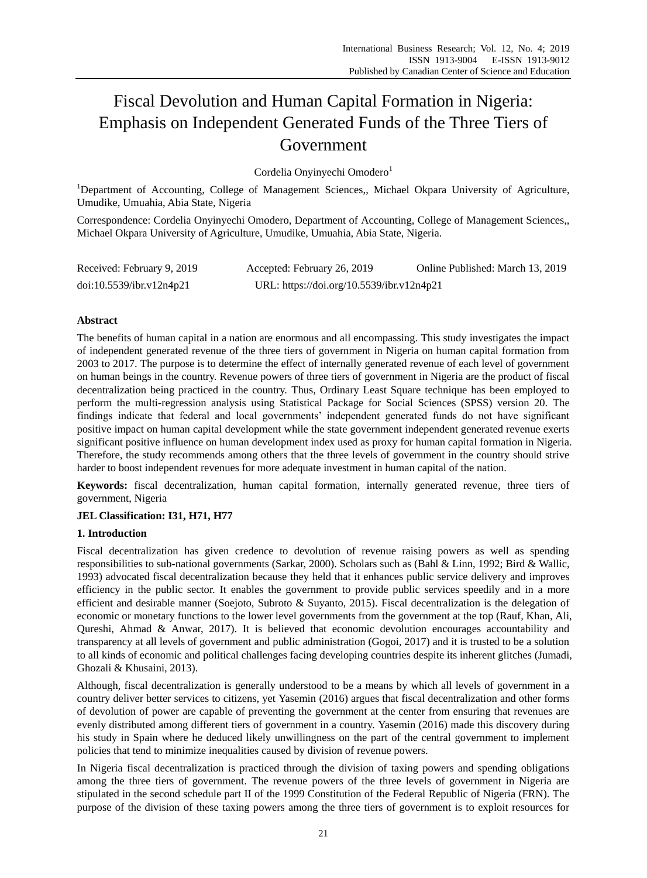# Fiscal Devolution and Human Capital Formation in Nigeria: Emphasis on Independent Generated Funds of the Three Tiers of Government

Cordelia Onyinyechi Omodero[1]

[1]Department of Accounting, College of Management Sciences,, Michael Okpara University of Agriculture, Umudike, Umuahia, Abia State, Nigeria

Correspondence: Cordelia Onyinyechi Omodero, Department of Accounting, College of Management Sciences,, Michael Okpara University of Agriculture, Umudike, Umuahia, Abia State, Nigeria.

Received: February 9, 2019 Accepted: February 26, 2019 Online Published: March 13, 2019

doi:10.5539/ibr.v12n4p21 URL: https://doi.org/10.5539/ibr.v12n4p21

**Abstract**

The benefits of human capital in a nation are enormous and all encompassing. This study investigates the impact of independent generated revenue of the three tiers of government in Nigeria on human capital formation from 2003 to 2017. The purpose is to determine the effect of internally generated revenue of each level of government on human beings in the country. Revenue powers of three tiers of government in Nigeria are the product of fiscal decentralization being practiced in the country. Thus, Ordinary Least Square technique has been employed to perform the multi-regression analysis using Statistical Package for Social Sciences (SPSS) version 20. The findings indicate that federal and local governments' independent generated funds do not have significant positive impact on human capital development while the state government independent generated revenue exerts significant positive influence on human development index used as proxy for human capital formation in Nigeria. Therefore, the study recommends among others that the three levels of government in the country should strive harder to boost independent revenues for more adequate investment in human capital of the nation.

**Keywords:** fiscal decentralization, human capital formation, internally generated revenue, three tiers of government, Nigeria

**JEL Classification: I31, H71, H77**

## 1. Introduction

Fiscal decentralization has given credence to devolution of revenue raising powers as well as spending responsibilities to sub-national governments (Sarkar, 2000). Scholars such as (Bahl & Linn, 1992; Bird & Wallic, 1993) advocated fiscal decentralization because they held that it enhances public service delivery and improves efficiency in the public sector. It enables the government to provide public services speedily and in a more efficient and desirable manner (Soejoto, Subroto & Suyanto, 2015). Fiscal decentralization is the delegation of economic or monetary functions to the lower level governments from the government at the top (Rauf, Khan, Ali, Qureshi, Ahmad & Anwar, 2017). It is believed that economic devolution encourages accountability and transparency at all levels of government and public administration (Gogoi, 2017) and it is trusted to be a solution to all kinds of economic and political challenges facing developing countries despite its inherent glitches (Jumadi, Ghozali & Khusaini, 2013).

Although, fiscal decentralization is generally understood to be a means by which all levels of government in a country deliver better services to citizens, yet Yasemin (2016) argues that fiscal decentralization and other forms of devolution of power are capable of preventing the government at the center from ensuring that revenues are evenly distributed among different tiers of government in a country. Yasemin (2016) made this discovery during his study in Spain where he deduced likely unwillingness on the part of the central government to implement policies that tend to minimize inequalities caused by division of revenue powers.

In Nigeria fiscal decentralization is practiced through the division of taxing powers and spending obligations among the three tiers of government. The revenue powers of the three levels of government in Nigeria are stipulated in the second schedule part II of the 1999 Constitution of the Federal Republic of Nigeria (FRN). The purpose of the division of these taxing powers among the three tiers of government is to exploit resources for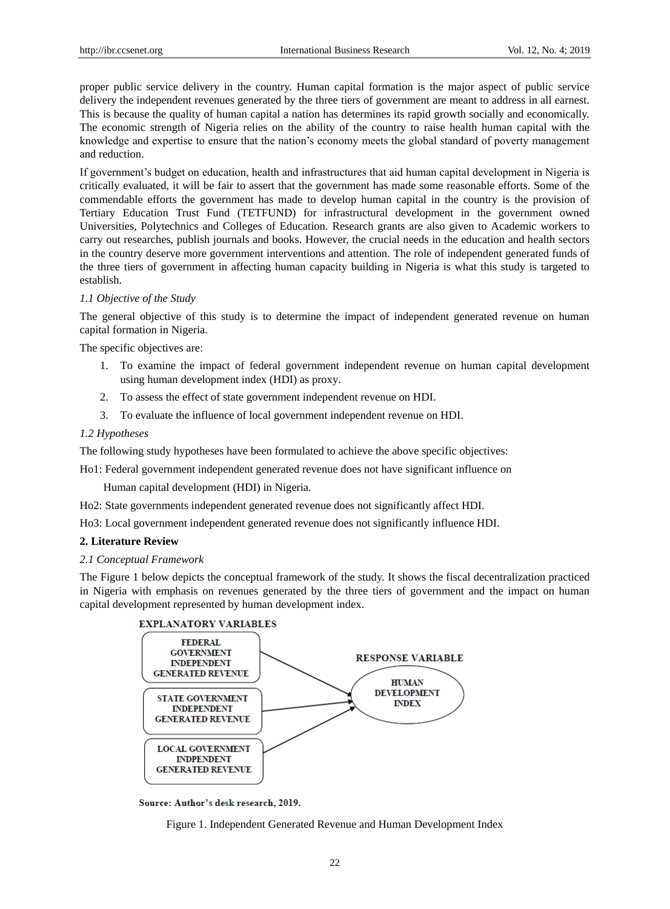proper public service delivery in the country. Human capital formation is the major aspect of public service delivery the independent revenues generated by the three tiers of government are meant to address in all earnest. This is because the quality of human capital a nation has determines its rapid growth socially and economically. The economic strength of Nigeria relies on the ability of the country to raise health human capital with the knowledge and expertise to ensure that the nation's economy meets the global standard of poverty management and reduction.

If government's budget on education, health and infrastructures that aid human capital development in Nigeria is critically evaluated, it will be fair to assert that the government has made some reasonable efforts. Some of the commendable efforts the government has made to develop human capital in the country is the provision of Tertiary Education Trust Fund (TETFUND) for infrastructural development in the government owned Universities, Polytechnics and Colleges of Education. Research grants are also given to Academic workers to carry out researches, publish journals and books. However, the crucial needs in the education and health sectors in the country deserve more government interventions and attention. The role of independent generated funds of the three tiers of government in affecting human capacity building in Nigeria is what this study is targeted to establish.

### *1.1 Objective of the Study*

The general objective of this study is to determine the impact of independent generated revenue on human capital formation in Nigeria.

The specific objectives are:

1. To examine the impact of federal government independent revenue on human capital development using human development index (HDI) as proxy.
2. To assess the effect of state government independent revenue on HDI.
3. To evaluate the influence of local government independent revenue on HDI.

### *1.2 Hypotheses*

The following study hypotheses have been formulated to achieve the above specific objectives:

Ho1: Federal government independent generated revenue does not have significant influence on Human capital development (HDI) in Nigeria.

Ho2: State governments independent generated revenue does not significantly affect HDI.

Ho3: Local government independent generated revenue does not significantly influence HDI.

## 2. Literature Review

### *2.1 Conceptual Framework*

The Figure 1 below depicts the conceptual framework of the study. It shows the fiscal decentralization practiced in Nigeria with emphasis on revenues generated by the three tiers of government and the impact on human capital development represented by human development index.

EXPLANATORY VARIABLES

FEDERAL GOVERNMENT INDEPENDENT GENERATED REVENUE

STATE GOVERNMENT INDEPENDENT GENERATED REVENUE

LOCAL GOVERNMENT INDPENDENT GENERATED REVENUE

RESPONSE VARIABLE

HUMAN DEVELOPMENT INDEX

Source: Author's desk research, 2019.

Figure 1. Independent Generated Revenue and Human Development Index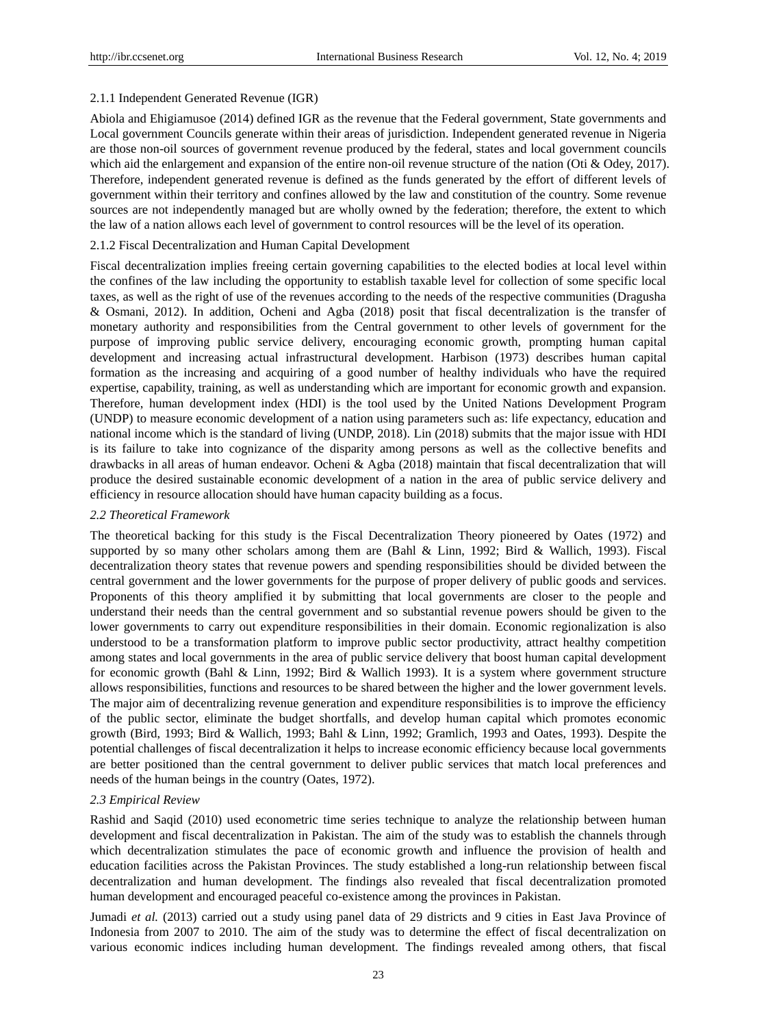#### 2.1.1 Independent Generated Revenue (IGR)

Abiola and Ehigiamusoe (2014) defined IGR as the revenue that the Federal government, State governments and Local government Councils generate within their areas of jurisdiction. Independent generated revenue in Nigeria are those non-oil sources of government revenue produced by the federal, states and local government councils which aid the enlargement and expansion of the entire non-oil revenue structure of the nation (Oti & Odey, 2017). Therefore, independent generated revenue is defined as the funds generated by the effort of different levels of government within their territory and confines allowed by the law and constitution of the country. Some revenue sources are not independently managed but are wholly owned by the federation; therefore, the extent to which the law of a nation allows each level of government to control resources will be the level of its operation.

#### 2.1.2 Fiscal Decentralization and Human Capital Development

Fiscal decentralization implies freeing certain governing capabilities to the elected bodies at local level within the confines of the law including the opportunity to establish taxable level for collection of some specific local taxes, as well as the right of use of the revenues according to the needs of the respective communities (Dragusha & Osmani, 2012). In addition, Ocheni and Agba (2018) posit that fiscal decentralization is the transfer of monetary authority and responsibilities from the Central government to other levels of government for the purpose of improving public service delivery, encouraging economic growth, prompting human capital development and increasing actual infrastructural development. Harbison (1973) describes human capital formation as the increasing and acquiring of a good number of healthy individuals who have the required expertise, capability, training, as well as understanding which are important for economic growth and expansion. Therefore, human development index (HDI) is the tool used by the United Nations Development Program (UNDP) to measure economic development of a nation using parameters such as: life expectancy, education and national income which is the standard of living (UNDP, 2018). Lin (2018) submits that the major issue with HDI is its failure to take into cognizance of the disparity among persons as well as the collective benefits and drawbacks in all areas of human endeavor. Ocheni & Agba (2018) maintain that fiscal decentralization that will produce the desired sustainable economic development of a nation in the area of public service delivery and efficiency in resource allocation should have human capacity building as a focus.

### *2.2 Theoretical Framework*

The theoretical backing for this study is the Fiscal Decentralization Theory pioneered by Oates (1972) and supported by so many other scholars among them are (Bahl & Linn, 1992; Bird & Wallich, 1993). Fiscal decentralization theory states that revenue powers and spending responsibilities should be divided between the central government and the lower governments for the purpose of proper delivery of public goods and services. Proponents of this theory amplified it by submitting that local governments are closer to the people and understand their needs than the central government and so substantial revenue powers should be given to the lower governments to carry out expenditure responsibilities in their domain. Economic regionalization is also understood to be a transformation platform to improve public sector productivity, attract healthy competition among states and local governments in the area of public service delivery that boost human capital development for economic growth (Bahl & Linn, 1992; Bird & Wallich 1993). It is a system where government structure allows responsibilities, functions and resources to be shared between the higher and the lower government levels. The major aim of decentralizing revenue generation and expenditure responsibilities is to improve the efficiency of the public sector, eliminate the budget shortfalls, and develop human capital which promotes economic growth (Bird, 1993; Bird & Wallich, 1993; Bahl & Linn, 1992; Gramlich, 1993 and Oates, 1993). Despite the potential challenges of fiscal decentralization it helps to increase economic efficiency because local governments are better positioned than the central government to deliver public services that match local preferences and needs of the human beings in the country (Oates, 1972).

### *2.3 Empirical Review*

Rashid and Saqid (2010) used econometric time series technique to analyze the relationship between human development and fiscal decentralization in Pakistan. The aim of the study was to establish the channels through which decentralization stimulates the pace of economic growth and influence the provision of health and education facilities across the Pakistan Provinces. The study established a long-run relationship between fiscal decentralization and human development. The findings also revealed that fiscal decentralization promoted human development and encouraged peaceful co-existence among the provinces in Pakistan.

Jumadi *et al.* (2013) carried out a study using panel data of 29 districts and 9 cities in East Java Province of Indonesia from 2007 to 2010. The aim of the study was to determine the effect of fiscal decentralization on various economic indices including human development. The findings revealed among others, that fiscal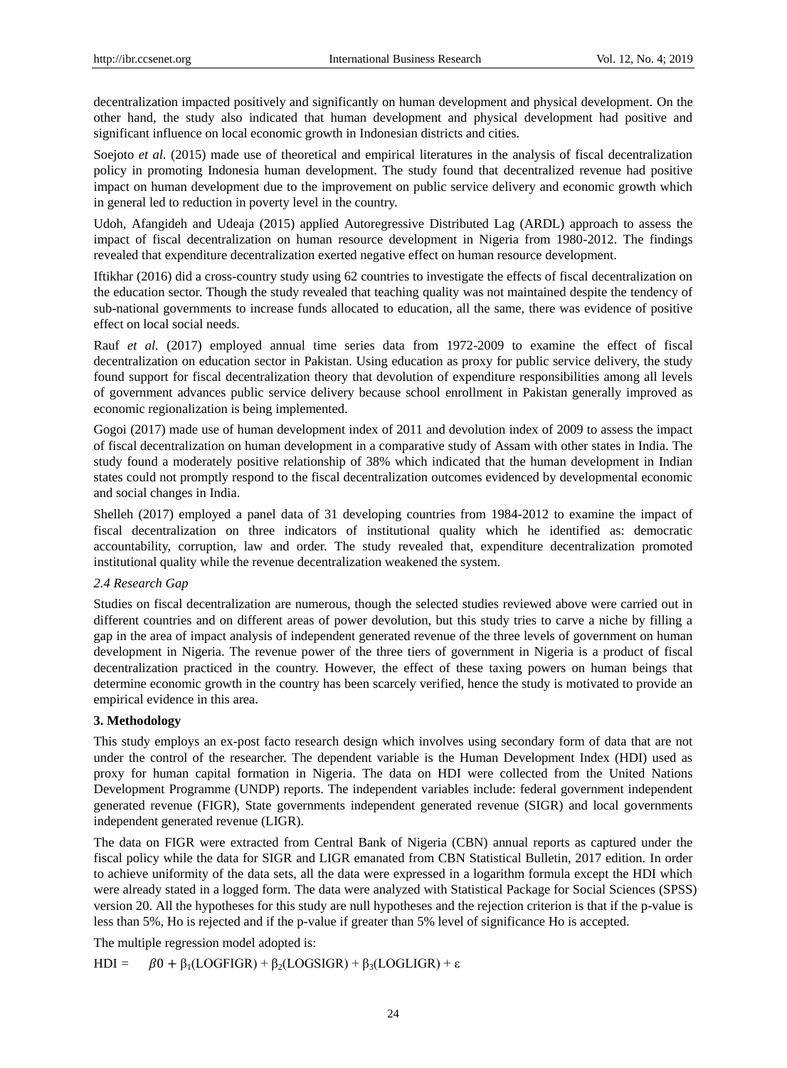decentralization impacted positively and significantly on human development and physical development. On the other hand, the study also indicated that human development and physical development had positive and significant influence on local economic growth in Indonesian districts and cities.

Soejoto *et al.* (2015) made use of theoretical and empirical literatures in the analysis of fiscal decentralization policy in promoting Indonesia human development. The study found that decentralized revenue had positive impact on human development due to the improvement on public service delivery and economic growth which in general led to reduction in poverty level in the country.

Udoh, Afangideh and Udeaja (2015) applied Autoregressive Distributed Lag (ARDL) approach to assess the impact of fiscal decentralization on human resource development in Nigeria from 1980-2012. The findings revealed that expenditure decentralization exerted negative effect on human resource development.

Iftikhar (2016) did a cross-country study using 62 countries to investigate the effects of fiscal decentralization on the education sector. Though the study revealed that teaching quality was not maintained despite the tendency of sub-national governments to increase funds allocated to education, all the same, there was evidence of positive effect on local social needs.

Rauf *et al.* (2017) employed annual time series data from 1972-2009 to examine the effect of fiscal decentralization on education sector in Pakistan. Using education as proxy for public service delivery, the study found support for fiscal decentralization theory that devolution of expenditure responsibilities among all levels of government advances public service delivery because school enrollment in Pakistan generally improved as economic regionalization is being implemented.

Gogoi (2017) made use of human development index of 2011 and devolution index of 2009 to assess the impact of fiscal decentralization on human development in a comparative study of Assam with other states in India. The study found a moderately positive relationship of 38% which indicated that the human development in Indian states could not promptly respond to the fiscal decentralization outcomes evidenced by developmental economic and social changes in India.

Shelleh (2017) employed a panel data of 31 developing countries from 1984-2012 to examine the impact of fiscal decentralization on three indicators of institutional quality which he identified as: democratic accountability, corruption, law and order. The study revealed that, expenditure decentralization promoted institutional quality while the revenue decentralization weakened the system.

### *2.4 Research Gap*

Studies on fiscal decentralization are numerous, though the selected studies reviewed above were carried out in different countries and on different areas of power devolution, but this study tries to carve a niche by filling a gap in the area of impact analysis of independent generated revenue of the three levels of government on human development in Nigeria. The revenue power of the three tiers of government in Nigeria is a product of fiscal decentralization practiced in the country. However, the effect of these taxing powers on human beings that determine economic growth in the country has been scarcely verified, hence the study is motivated to provide an empirical evidence in this area.

## 3. Methodology

This study employs an ex-post facto research design which involves using secondary form of data that are not under the control of the researcher. The dependent variable is the Human Development Index (HDI) used as proxy for human capital formation in Nigeria. The data on HDI were collected from the United Nations Development Programme (UNDP) reports. The independent variables include: federal government independent generated revenue (FIGR), State governments independent generated revenue (SIGR) and local governments independent generated revenue (LIGR).

The data on FIGR were extracted from Central Bank of Nigeria (CBN) annual reports as captured under the fiscal policy while the data for SIGR and LIGR emanated from CBN Statistical Bulletin, 2017 edition. In order to achieve uniformity of the data sets, all the data were expressed in a logarithm formula except the HDI which were already stated in a logged form. The data were analyzed with Statistical Package for Social Sciences (SPSS) version 20. All the hypotheses for this study are null hypotheses and the rejection criterion is that if the p-value is less than 5%, Ho is rejected and if the p-value if greater than 5% level of significance Ho is accepted.

The multiple regression model adopted is:

$$HDI = \beta 0 + \beta_1(LOGFIGR) + \beta_2(LOGSIGR) + \beta_3(LOGLIGR) + \varepsilon$$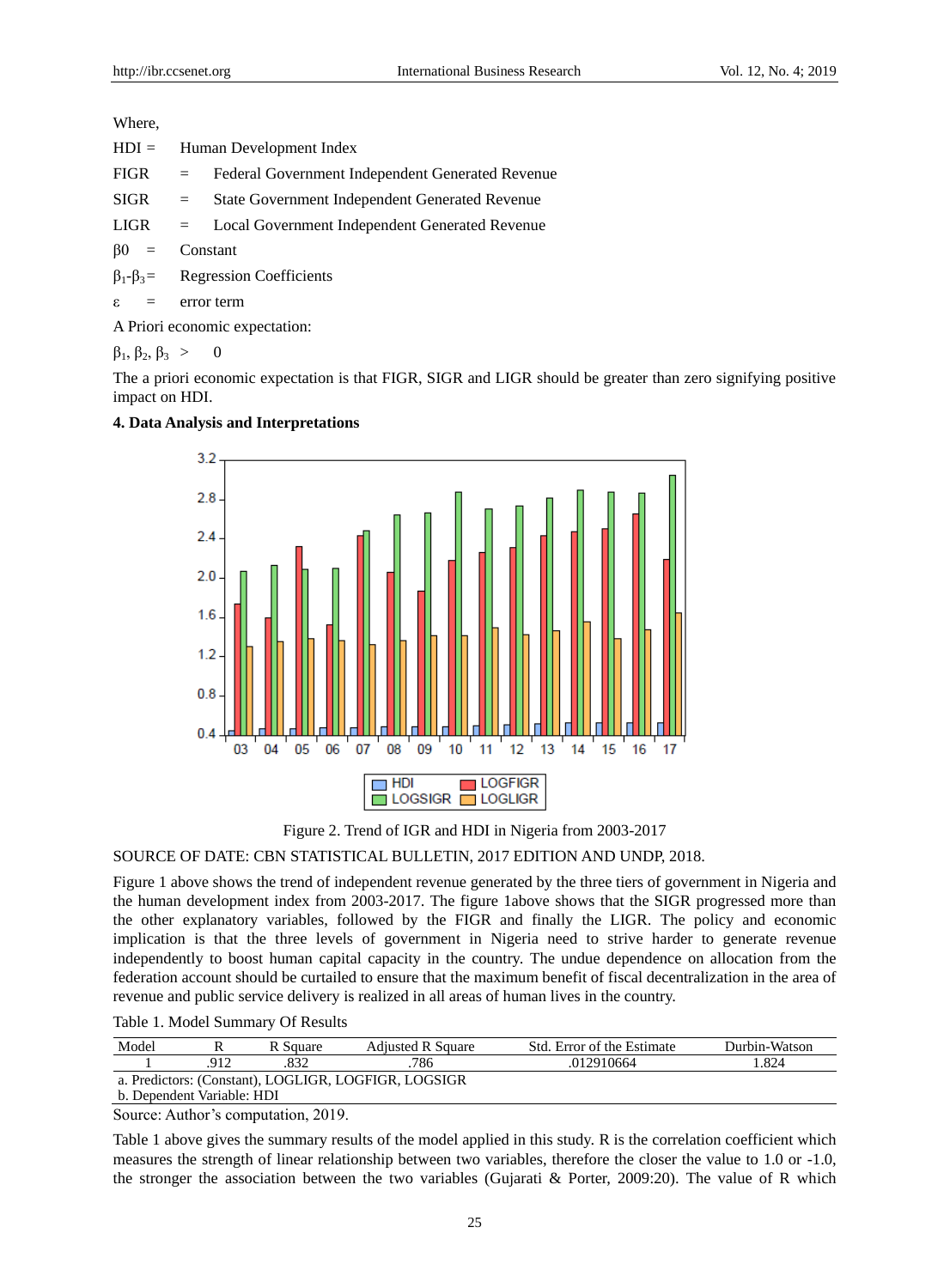Where,

HDI = Human Development Index

FIGR = Federal Government Independent Generated Revenue

SIGR = State Government Independent Generated Revenue

LIGR = Local Government Independent Generated Revenue

$\beta_0$ = Constant

$\beta_1$-$\beta_3$= Regression Coefficients

$\varepsilon$ = error term

A Priori economic expectation:

$\beta_1, \beta_2, \beta_3 > 0$

The a priori economic expectation is that FIGR, SIGR and LIGR should be greater than zero signifying positive impact on HDI.

**4. Data Analysis and Interpretations**

Figure 2. Trend of IGR and HDI in Nigeria from 2003-2017

SOURCE OF DATE: CBN STATISTICAL BULLETIN, 2017 EDITION AND UNDP, 2018.

Figure 1 above shows the trend of independent revenue generated by the three tiers of government in Nigeria and the human development index from 2003-2017. The figure 1above shows that the SIGR progressed more than the other explanatory variables, followed by the FIGR and finally the LIGR. The policy and economic implication is that the three levels of government in Nigeria need to strive harder to generate revenue independently to boost human capital capacity in the country. The undue dependence on allocation from the federation account should be curtailed to ensure that the maximum benefit of fiscal decentralization in the area of revenue and public service delivery is realized in all areas of human lives in the country.

Table 1. Model Summary Of Results

| Model | R | R Square | Adjusted R Square | Std. Error of the Estimate | Durbin-Watson |
|---|---|---|---|---|---|
| 1 | .912 | .832 | .786 | .012910664 | 1.824 |
| a. Predictors: (Constant), LOGLIGR, LOGFIGR, LOGSIGR | | | | | |
| b. Dependent Variable: HDI | | | | | |

Source: Author's computation, 2019.

Table 1 above gives the summary results of the model applied in this study. R is the correlation coefficient which measures the strength of linear relationship between two variables, therefore the closer the value to 1.0 or -1.0, the stronger the association between the two variables (Gujarati & Porter, 2009:20). The value of R which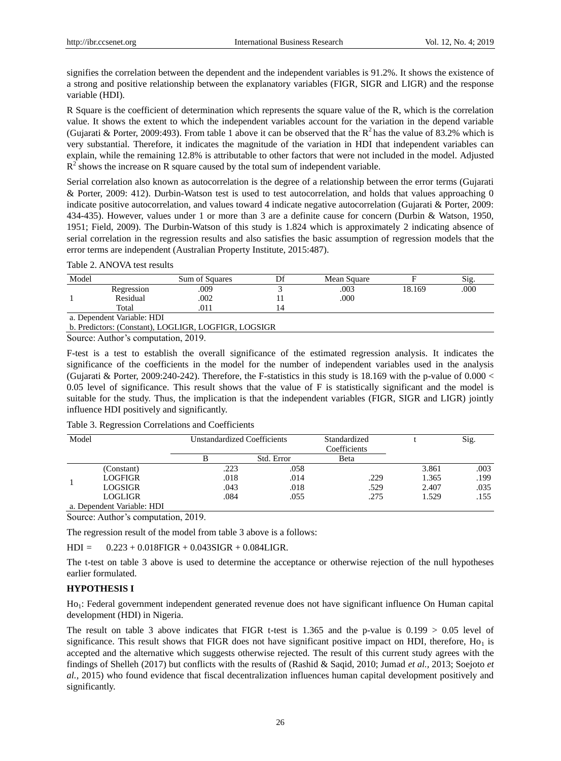signifies the correlation between the dependent and the independent variables is 91.2%. It shows the existence of a strong and positive relationship between the explanatory variables (FIGR, SIGR and LIGR) and the response variable (HDI).

R Square is the coefficient of determination which represents the square value of the R, which is the correlation value. It shows the extent to which the independent variables account for the variation in the depend variable (Gujarati & Porter, 2009:493). From table 1 above it can be observed that the $R^2$ has the value of 83.2% which is very substantial. Therefore, it indicates the magnitude of the variation in HDI that independent variables can explain, while the remaining 12.8% is attributable to other factors that were not included in the model. Adjusted $R^2$ shows the increase on R square caused by the total sum of independent variable.

Serial correlation also known as autocorrelation is the degree of a relationship between the error terms (Gujarati & Porter, 2009: 412). Durbin-Watson test is used to test autocorrelation, and holds that values approaching 0 indicate positive autocorrelation, and values toward 4 indicate negative autocorrelation (Gujarati & Porter, 2009: 434-435). However, values under 1 or more than 3 are a definite cause for concern (Durbin & Watson, 1950, 1951; Field, 2009). The Durbin-Watson of this study is 1.824 which is approximately 2 indicating absence of serial correlation in the regression results and also satisfies the basic assumption of regression models that the error terms are independent (Australian Property Institute, 2015:487).

Table 2. ANOVA test results

| Model | | Sum of Squares | Df | Mean Square | F | Sig. |
|---|---|---|---|---|---|---|
| 1 | Regression | .009 | 3 | .003 | 18.169 | .000 |
| | Residual | .002 | 11 | .000 | | |
| | Total | .011 | 14 | | | |

a. Dependent Variable: HDI

b. Predictors: (Constant), LOGLIGR, LOGFIGR, LOGSIGR

Source: Author's computation, 2019.

F-test is a test to establish the overall significance of the estimated regression analysis. It indicates the significance of the coefficients in the model for the number of independent variables used in the analysis (Gujarati & Porter, 2009:240-242). Therefore, the F-statistics in this study is 18.169 with the p-value of $0.000 < 0.05$ level of significance. This result shows that the value of F is statistically significant and the model is suitable for the study. Thus, the implication is that the independent variables (FIGR, SIGR and LIGR) jointly influence HDI positively and significantly.

Table 3. Regression Correlations and Coefficients

| Model | | Unstandardized Coefficients | | Standardized Coefficients | t | Sig. |
|---|---|---|---|---|---|---|
| | | B | Std. Error | Beta | | |
| 1 | (Constant) | .223 | .058 | | 3.861 | .003 |
| | LOGFIGR | .018 | .014 | .229 | 1.365 | .199 |
| | LOGSIGR | .043 | .018 | .529 | 2.407 | .035 |
| | LOGLIGR | .084 | .055 | .275 | 1.529 | .155 |

a. Dependent Variable: HDI

Source: Author's computation, 2019.

The regression result of the model from table 3 above is a follows:

HDI = 0.223 + 0.018FIGR + 0.043SIGR + 0.084LIGR.

The t-test on table 3 above is used to determine the acceptance or otherwise rejection of the null hypotheses earlier formulated.

**HYPOTHESIS I**

$Ho_1$: Federal government independent generated revenue does not have significant influence On Human capital development (HDI) in Nigeria.

The result on table 3 above indicates that FIGR t-test is 1.365 and the p-value is $0.199 > 0.05$ level of significance. This result shows that FIGR does not have significant positive impact on HDI, therefore, $Ho_1$ is accepted and the alternative which suggests otherwise rejected. The result of this current study agrees with the findings of Shelleh (2017) but conflicts with the results of (Rashid & Saqid, 2010; Jumad *et al.,* 2013; Soejoto *et al.,* 2015) who found evidence that fiscal decentralization influences human capital development positively and significantly.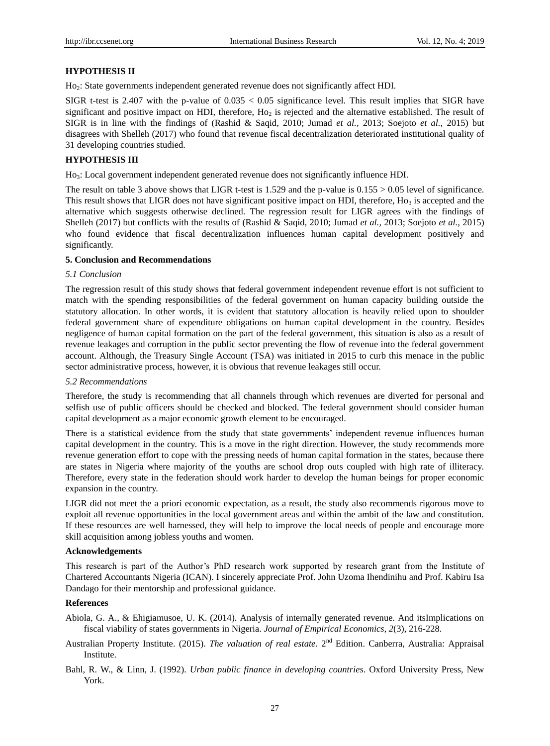**HYPOTHESIS II**

$Ho_2$: State governments independent generated revenue does not significantly affect HDI.

SIGR t-test is 2.407 with the p-value of $0.035 < 0.05$ significance level. This result implies that SIGR have significant and positive impact on HDI, therefore, $Ho_2$ is rejected and the alternative established. The result of SIGR is in line with the findings of (Rashid & Saqid, 2010; Jumad *et al.*, 2013; Soejoto *et al.*, 2015) but disagrees with Shelleh (2017) who found that revenue fiscal decentralization deteriorated institutional quality of 31 developing countries studied.

**HYPOTHESIS III**

$Ho_3$: Local government independent generated revenue does not significantly influence HDI.

The result on table 3 above shows that LIGR t-test is 1.529 and the p-value is $0.155 > 0.05$ level of significance. This result shows that LIGR does not have significant positive impact on HDI, therefore, $Ho_3$ is accepted and the alternative which suggests otherwise declined. The regression result for LIGR agrees with the findings of Shelleh (2017) but conflicts with the results of (Rashid & Saqid, 2010; Jumad *et al.*, 2013; Soejoto *et al.*, 2015) who found evidence that fiscal decentralization influences human capital development positively and significantly.

## 5. Conclusion and Recommendations

### *5.1 Conclusion*

The regression result of this study shows that federal government independent revenue effort is not sufficient to match with the spending responsibilities of the federal government on human capacity building outside the statutory allocation. In other words, it is evident that statutory allocation is heavily relied upon to shoulder federal government share of expenditure obligations on human capital development in the country. Besides negligence of human capital formation on the part of the federal government, this situation is also as a result of revenue leakages and corruption in the public sector preventing the flow of revenue into the federal government account. Although, the Treasury Single Account (TSA) was initiated in 2015 to curb this menace in the public sector administrative process, however, it is obvious that revenue leakages still occur.

### *5.2 Recommendations*

Therefore, the study is recommending that all channels through which revenues are diverted for personal and selfish use of public officers should be checked and blocked. The federal government should consider human capital development as a major economic growth element to be encouraged.

There is a statistical evidence from the study that state governments' independent revenue influences human capital development in the country. This is a move in the right direction. However, the study recommends more revenue generation effort to cope with the pressing needs of human capital formation in the states, because there are states in Nigeria where majority of the youths are school drop outs coupled with high rate of illiteracy. Therefore, every state in the federation should work harder to develop the human beings for proper economic expansion in the country.

LIGR did not meet the a priori economic expectation, as a result, the study also recommends rigorous move to exploit all revenue opportunities in the local government areas and within the ambit of the law and constitution. If these resources are well harnessed, they will help to improve the local needs of people and encourage more skill acquisition among jobless youths and women.

## Acknowledgements

This research is part of the Author's PhD research work supported by research grant from the Institute of Chartered Accountants Nigeria (ICAN). I sincerely appreciate Prof. John Uzoma Ihendinihu and Prof. Kabiru Isa Dandago for their mentorship and professional guidance.

## References

Abiola, G. A., & Ehigiamusoe, U. K. (2014). Analysis of internally generated revenue. And itsImplications on fiscal viability of states governments in Nigeria. *Journal of Empirical Economics, 2*(3), 216-228.

Australian Property Institute. (2015). *The valuation of real estate.* 2nd Edition. Canberra, Australia: Appraisal Institute.

Bahl, R. W., & Linn, J. (1992). *Urban public finance in developing countries*. Oxford University Press, New York.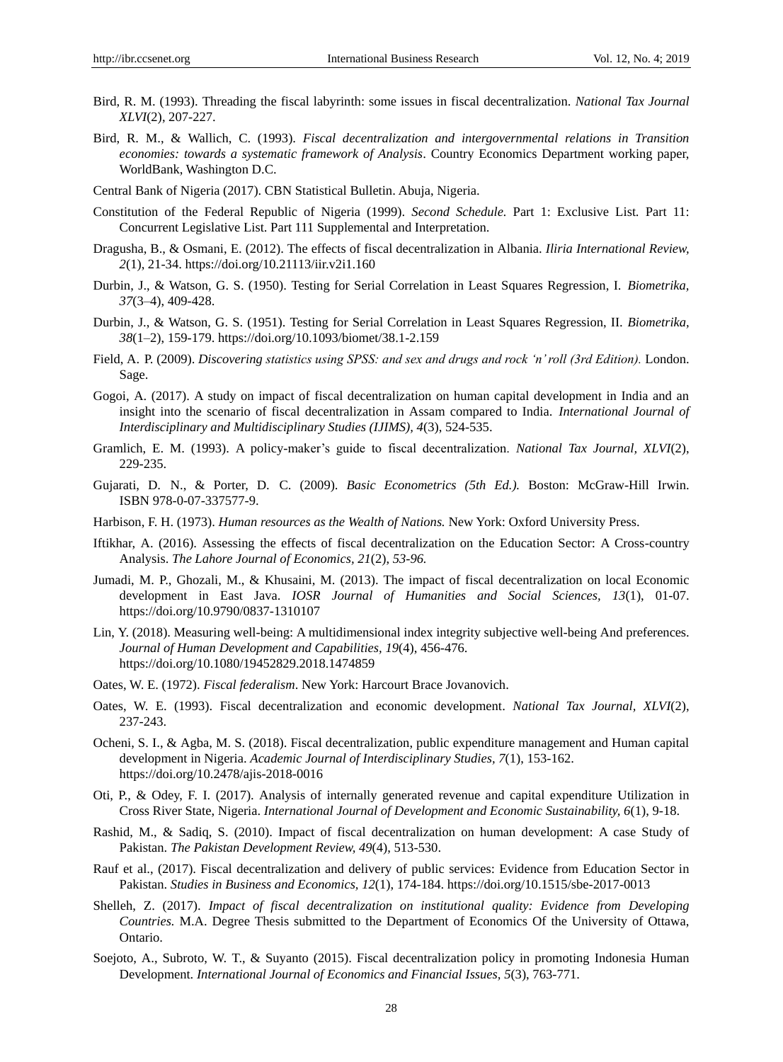Bird, R. M. (1993). Threading the fiscal labyrinth: some issues in fiscal decentralization. *National Tax Journal XLVI*(2), 207-227.

Bird, R. M., & Wallich, C. (1993). *Fiscal decentralization and intergovernmental relations in Transition economies: towards a systematic framework of Analysis*. Country Economics Department working paper, WorldBank, Washington D.C.

Central Bank of Nigeria (2017). CBN Statistical Bulletin. Abuja, Nigeria.

Constitution of the Federal Republic of Nigeria (1999). *Second Schedule.* Part 1: Exclusive List. Part 11: Concurrent Legislative List. Part 111 Supplemental and Interpretation.

Dragusha, B., & Osmani, E. (2012). The effects of fiscal decentralization in Albania. *Iliria International Review, 2*(1), 21-34. https://doi.org/10.21113/iir.v2i1.160

Durbin, J., & Watson, G. S. (1950). Testing for Serial Correlation in Least Squares Regression, I. *Biometrika, 37*(3–4), 409-428.

Durbin, J., & Watson, G. S. (1951). Testing for Serial Correlation in Least Squares Regression, II. *Biometrika, 38*(1–2), 159-179. https://doi.org/10.1093/biomet/38.1-2.159

Field, A. P. (2009). *Discovering statistics using SPSS: and sex and drugs and rock 'n' roll (3rd Edition).* London. Sage.

Gogoi, A. (2017). A study on impact of fiscal decentralization on human capital development in India and an insight into the scenario of fiscal decentralization in Assam compared to India. *International Journal of Interdisciplinary and Multidisciplinary Studies (IJIMS), 4*(3), 524-535.

Gramlich, E. M. (1993). A policy-maker's guide to fiscal decentralization. *National Tax Journal, XLVI*(2), 229-235.

Gujarati, D. N., & Porter, D. C. (2009). *Basic Econometrics (5th Ed.).* Boston: McGraw-Hill Irwin. ISBN 978-0-07-337577-9.

Harbison, F. H. (1973). *Human resources as the Wealth of Nations.* New York: Oxford University Press.

Iftikhar, A. (2016). Assessing the effects of fiscal decentralization on the Education Sector: A Cross-country Analysis. *The Lahore Journal of Economics, 21*(2), *53-96.*

Jumadi, M. P., Ghozali, M., & Khusaini, M. (2013). The impact of fiscal decentralization on local Economic development in East Java. *IOSR Journal of Humanities and Social Sciences, 13*(1), 01-07. https://doi.org/10.9790/0837-1310107

Lin, Y. (2018). Measuring well-being: A multidimensional index integrity subjective well-being And preferences. *Journal of Human Development and Capabilities, 19*(4), 456-476. https://doi.org/10.1080/19452829.2018.1474859

Oates, W. E. (1972). *Fiscal federalism*. New York: Harcourt Brace Jovanovich.

Oates, W. E. (1993). Fiscal decentralization and economic development. *National Tax Journal, XLVI*(2), 237-243.

Ocheni, S. I., & Agba, M. S. (2018). Fiscal decentralization, public expenditure management and Human capital development in Nigeria. *Academic Journal of Interdisciplinary Studies, 7*(1), 153-162. https://doi.org/10.2478/ajis-2018-0016

Oti, P., & Odey, F. I. (2017). Analysis of internally generated revenue and capital expenditure Utilization in Cross River State, Nigeria. *International Journal of Development and Economic Sustainability, 6*(1), 9-18.

Rashid, M., & Sadiq, S. (2010). Impact of fiscal decentralization on human development: A case Study of Pakistan. *The Pakistan Development Review, 49*(4), 513-530.

Rauf et al., (2017). Fiscal decentralization and delivery of public services: Evidence from Education Sector in Pakistan. *Studies in Business and Economics, 12*(1), 174-184. https://doi.org/10.1515/sbe-2017-0013

Shelleh, Z. (2017). *Impact of fiscal decentralization on institutional quality: Evidence from Developing Countries.* M.A. Degree Thesis submitted to the Department of Economics Of the University of Ottawa, Ontario.

Soejoto, A., Subroto, W. T., & Suyanto (2015). Fiscal decentralization policy in promoting Indonesia Human Development. *International Journal of Economics and Financial Issues, 5*(3), 763-771.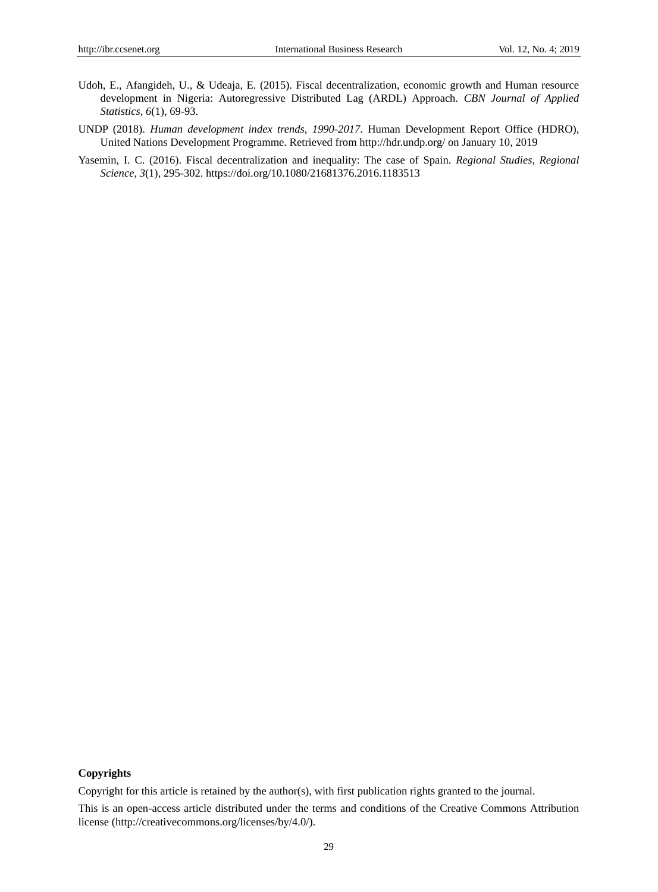Udoh, E., Afangideh, U., & Udeaja, E. (2015). Fiscal decentralization, economic growth and Human resource development in Nigeria: Autoregressive Distributed Lag (ARDL) Approach. *CBN Journal of Applied Statistics*, *6*(1), 69-93.

UNDP (2018). *Human development index trends, 1990-2017*. Human Development Report Office (HDRO), United Nations Development Programme. Retrieved from http://hdr.undp.org/ on January 10, 2019

Yasemin, I. C. (2016). Fiscal decentralization and inequality: The case of Spain. *Regional Studies, Regional Science, 3*(1), 295-302. https://doi.org/10.1080/21681376.2016.1183513

**Copyrights**

Copyright for this article is retained by the author(s), with first publication rights granted to the journal.

This is an open-access article distributed under the terms and conditions of the Creative Commons Attribution license (http://creativecommons.org/licenses/by/4.0/).